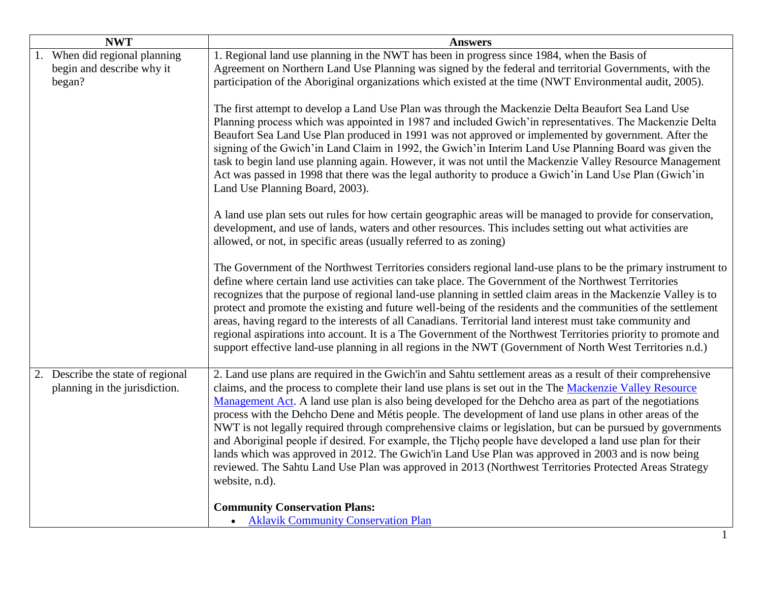| NWT | Answers |
| --- | --- |
| 1. When did regional planning begin and describe why it began? | 1. Regional land use planning in the NWT has been in progress since 1984, when the Basis of Agreement on Northern Land Use Planning was signed by the federal and territorial Governments, with the participation of the Aboriginal organizations which existed at the time (NWT Environmental audit, 2005).<br><br>The first attempt to develop a Land Use Plan was through the Mackenzie Delta Beaufort Sea Land Use Planning process which was appointed in 1987 and included Gwich'in representatives. The Mackenzie Delta Beaufort Sea Land Use Plan produced in 1991 was not approved or implemented by government. After the signing of the Gwich'in Land Claim in 1992, the Gwich'in Interim Land Use Planning Board was given the task to begin land use planning again. However, it was not until the Mackenzie Valley Resource Management Act was passed in 1998 that there was the legal authority to produce a Gwich'in Land Use Plan (Gwich'in Land Use Planning Board, 2003).<br><br>A land use plan sets out rules for how certain geographic areas will be managed to provide for conservation, development, and use of lands, waters and other resources. This includes setting out what activities are allowed, or not, in specific areas (usually referred to as zoning)<br><br>The Government of the Northwest Territories considers regional land-use plans to be the primary instrument to define where certain land use activities can take place. The Government of the Northwest Territories recognizes that the purpose of regional land-use planning in settled claim areas in the Mackenzie Valley is to protect and promote the existing and future well-being of the residents and the communities of the settlement areas, having regard to the interests of all Canadians. Territorial land interest must take community and regional aspirations into account. It is a The Government of the Northwest Territories priority to promote and support effective land-use planning in all regions in the NWT (Government of North West Territories n.d.) |
| 2. Describe the state of regional planning in the jurisdiction. | 2. Land use plans are required in the Gwich'in and Sahtu settlement areas as a result of their comprehensive claims, and the process to complete their land use plans is set out in the The Mackenzie Valley Resource Management Act. A land use plan is also being developed for the Dehcho area as part of the negotiations process with the Dehcho Dene and Métis people. The development of land use plans in other areas of the NWT is not legally required through comprehensive claims or legislation, but can be pursued by governments and Aboriginal people if desired. For example, the Tłįchǫ people have developed a land use plan for their lands which was approved in 2012. The Gwich'in Land Use Plan was approved in 2003 and is now being reviewed. The Sahtu Land Use Plan was approved in 2013 (Northwest Territories Protected Areas Strategy website, n.d).<br><br>**Community Conservation Plans:**<br>• Aklavik Community Conservation Plan |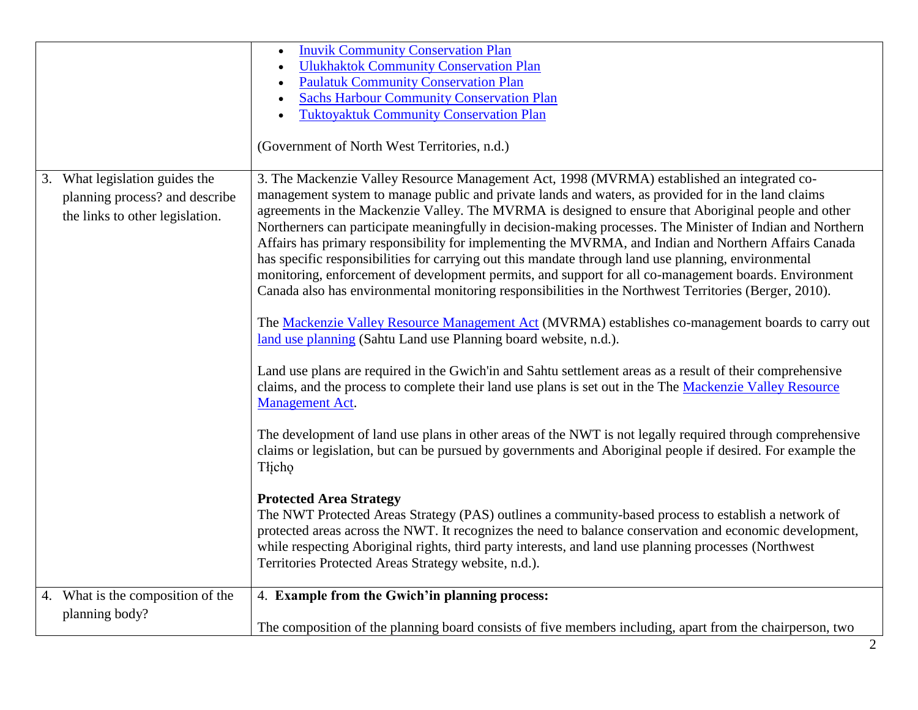| | |
|---|---|
| | • Inuvik Community Conservation Plan<br>• Ulukhaktok Community Conservation Plan<br>• Paulatuk Community Conservation Plan<br>• Sachs Harbour Community Conservation Plan<br>• Tuktoyaktuk Community Conservation Plan<br><br>(Government of North West Territories, n.d.) |
| 3. What legislation guides the planning process? and describe the links to other legislation. | 3. The Mackenzie Valley Resource Management Act, 1998 (MVRMA) established an integrated co-management system to manage public and private lands and waters, as provided for in the land claims agreements in the Mackenzie Valley. The MVRMA is designed to ensure that Aboriginal people and other Northerners can participate meaningfully in decision-making processes. The Minister of Indian and Northern Affairs has primary responsibility for implementing the MVRMA, and Indian and Northern Affairs Canada has specific responsibilities for carrying out this mandate through land use planning, environmental monitoring, enforcement of development permits, and support for all co-management boards. Environment Canada also has environmental monitoring responsibilities in the Northwest Territories (Berger, 2010).<br><br>The Mackenzie Valley Resource Management Act (MVRMA) establishes co-management boards to carry out land use planning (Sahtu Land use Planning board website, n.d.).<br><br>Land use plans are required in the Gwich'in and Sahtu settlement areas as a result of their comprehensive claims, and the process to complete their land use plans is set out in the The Mackenzie Valley Resource Management Act.<br><br>The development of land use plans in other areas of the NWT is not legally required through comprehensive claims or legislation, but can be pursued by governments and Aboriginal people if desired. For example the Tłįchǫ<br><br>**Protected Area Strategy**<br>The NWT Protected Areas Strategy (PAS) outlines a community-based process to establish a network of protected areas across the NWT. It recognizes the need to balance conservation and economic development, while respecting Aboriginal rights, third party interests, and land use planning processes (Northwest Territories Protected Areas Strategy website, n.d.). |
| 4. What is the composition of the planning body? | 4. **Example from the Gwich'in planning process:**<br><br>The composition of the planning board consists of five members including, apart from the chairperson, two |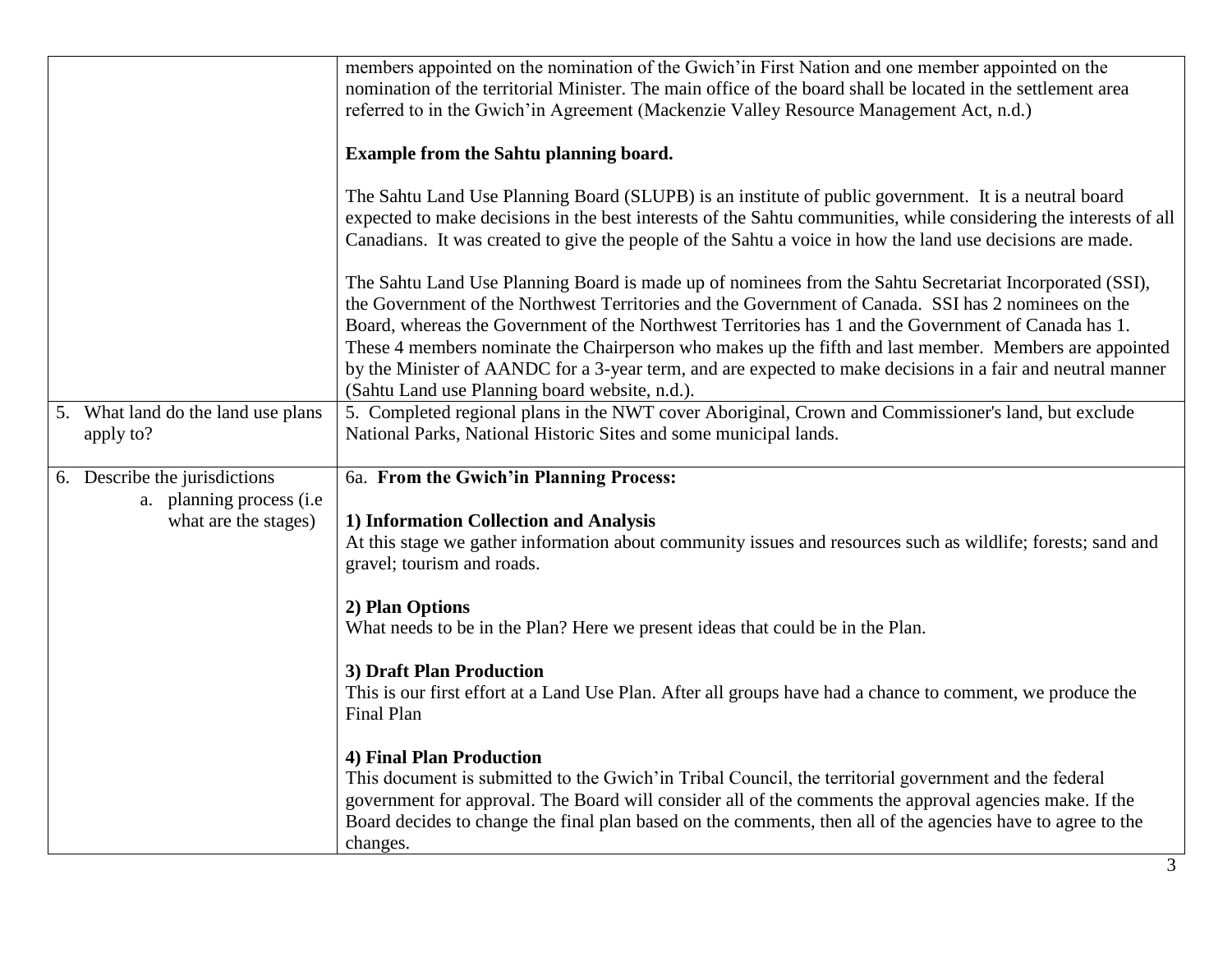| | |
|---|---|
| | members appointed on the nomination of the Gwich'in First Nation and one member appointed on the nomination of the territorial Minister. The main office of the board shall be located in the settlement area referred to in the Gwich'in Agreement (Mackenzie Valley Resource Management Act, n.d.)<br><br>**Example from the Sahtu planning board.**<br><br>The Sahtu Land Use Planning Board (SLUPB) is an institute of public government. It is a neutral board expected to make decisions in the best interests of the Sahtu communities, while considering the interests of all Canadians. It was created to give the people of the Sahtu a voice in how the land use decisions are made.<br><br>The Sahtu Land Use Planning Board is made up of nominees from the Sahtu Secretariat Incorporated (SSI), the Government of the Northwest Territories and the Government of Canada. SSI has 2 nominees on the Board, whereas the Government of the Northwest Territories has 1 and the Government of Canada has 1. These 4 members nominate the Chairperson who makes up the fifth and last member. Members are appointed by the Minister of AANDC for a 3-year term, and are expected to make decisions in a fair and neutral manner (Sahtu Land use Planning board website, n.d.). |
| 5. What land do the land use plans apply to? | 5. Completed regional plans in the NWT cover Aboriginal, Crown and Commissioner's land, but exclude National Parks, National Historic Sites and some municipal lands. |
| 6. Describe the jurisdictions<br>a. planning process (i.e what are the stages) | 6a. **From the Gwich'in Planning Process:**<br><br>**1) Information Collection and Analysis**<br>At this stage we gather information about community issues and resources such as wildlife; forests; sand and gravel; tourism and roads.<br><br>**2) Plan Options**<br>What needs to be in the Plan? Here we present ideas that could be in the Plan.<br><br>**3) Draft Plan Production**<br>This is our first effort at a Land Use Plan. After all groups have had a chance to comment, we produce the Final Plan<br><br>**4) Final Plan Production**<br>This document is submitted to the Gwich'in Tribal Council, the territorial government and the federal government for approval. The Board will consider all of the comments the approval agencies make. If the Board decides to change the final plan based on the comments, then all of the agencies have to agree to the changes. |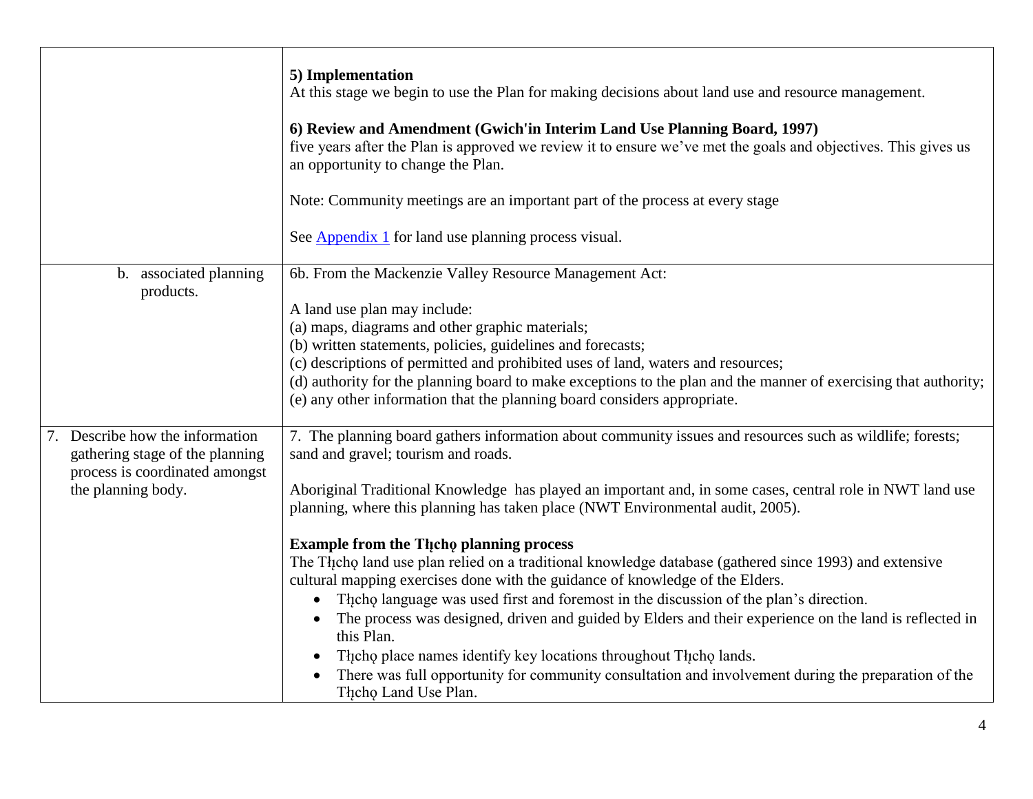| | |
|---|---|
| | **5) Implementation**<br>At this stage we begin to use the Plan for making decisions about land use and resource management.<br><br>**6) Review and Amendment (Gwich'in Interim Land Use Planning Board, 1997)**<br>five years after the Plan is approved we review it to ensure we've met the goals and objectives. This gives us an opportunity to change the Plan.<br><br>Note: Community meetings are an important part of the process at every stage<br><br>See [Appendix 1](#) for land use planning process visual. |
| b. associated planning products. | 6b. From the Mackenzie Valley Resource Management Act:<br><br>A land use plan may include:<br>(a) maps, diagrams and other graphic materials;<br>(b) written statements, policies, guidelines and forecasts;<br>(c) descriptions of permitted and prohibited uses of land, waters and resources;<br>(d) authority for the planning board to make exceptions to the plan and the manner of exercising that authority;<br>(e) any other information that the planning board considers appropriate. |
| 7. Describe how the information gathering stage of the planning process is coordinated amongst the planning body. | 7. The planning board gathers information about community issues and resources such as wildlife; forests; sand and gravel; tourism and roads.<br><br>Aboriginal Traditional Knowledge has played an important and, in some cases, central role in NWT land use planning, where this planning has taken place (NWT Environmental audit, 2005).<br><br>**Example from the Tłįchǫ planning process**<br>The Tłįchǫ land use plan relied on a traditional knowledge database (gathered since 1993) and extensive cultural mapping exercises done with the guidance of knowledge of the Elders.<br>• Tłįchǫ language was used first and foremost in the discussion of the plan's direction.<br>• The process was designed, driven and guided by Elders and their experience on the land is reflected in this Plan.<br>• Tłįchǫ place names identify key locations throughout Tłįchǫ lands.<br>• There was full opportunity for community consultation and involvement during the preparation of the Tłįchǫ Land Use Plan. |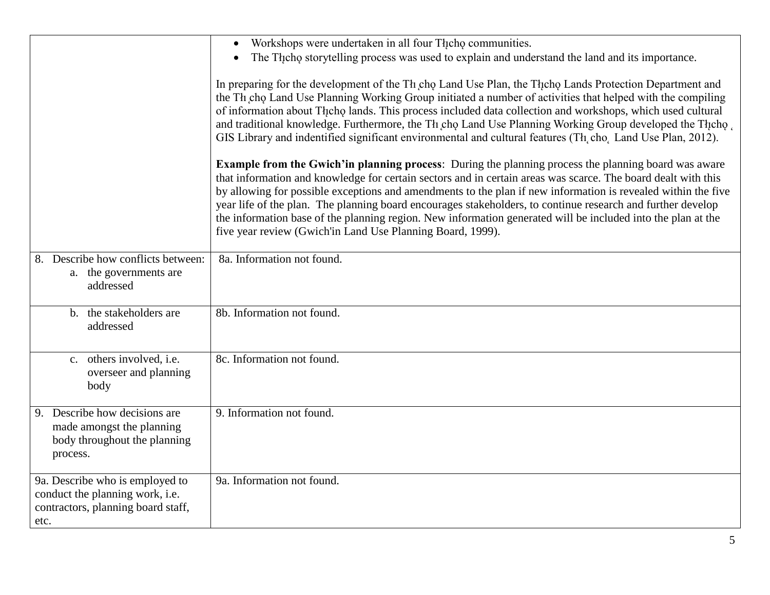| | |
|---|---|
| | • Workshops were undertaken in all four Tłįchǫ communities.<br>• The Tłįchǫ storytelling process was used to explain and understand the land and its importance.<br><br>In preparing for the development of the Tłı̨chǫ Land Use Plan, the Tłįchǫ Lands Protection Department and the Tłı̨chǫ Land Use Planning Working Group initiated a number of activities that helped with the compiling of information about Tłįchǫ lands. This process included data collection and workshops, which used cultural and traditional knowledge. Furthermore, the Tłı̨chǫ Land Use Planning Working Group developed the Tłįchǫ GIS Library and indentified significant environmental and cultural features (Tłı̨chǫ Land Use Plan, 2012).<br><br>**Example from the Gwich'in planning process**: During the planning process the planning board was aware that information and knowledge for certain sectors and in certain areas was scarce. The board dealt with this by allowing for possible exceptions and amendments to the plan if new information is revealed within the five year life of the plan. The planning board encourages stakeholders, to continue research and further develop the information base of the planning region. New information generated will be included into the plan at the five year review (Gwich'in Land Use Planning Board, 1999). |
| 8. Describe how conflicts between:<br>a. the governments are addressed | 8a. Information not found. |
| b. the stakeholders are addressed | 8b. Information not found. |
| c. others involved, i.e. overseer and planning body | 8c. Information not found. |
| 9. Describe how decisions are made amongst the planning body throughout the planning process. | 9. Information not found. |
| 9a. Describe who is employed to conduct the planning work, i.e. contractors, planning board staff, etc. | 9a. Information not found. |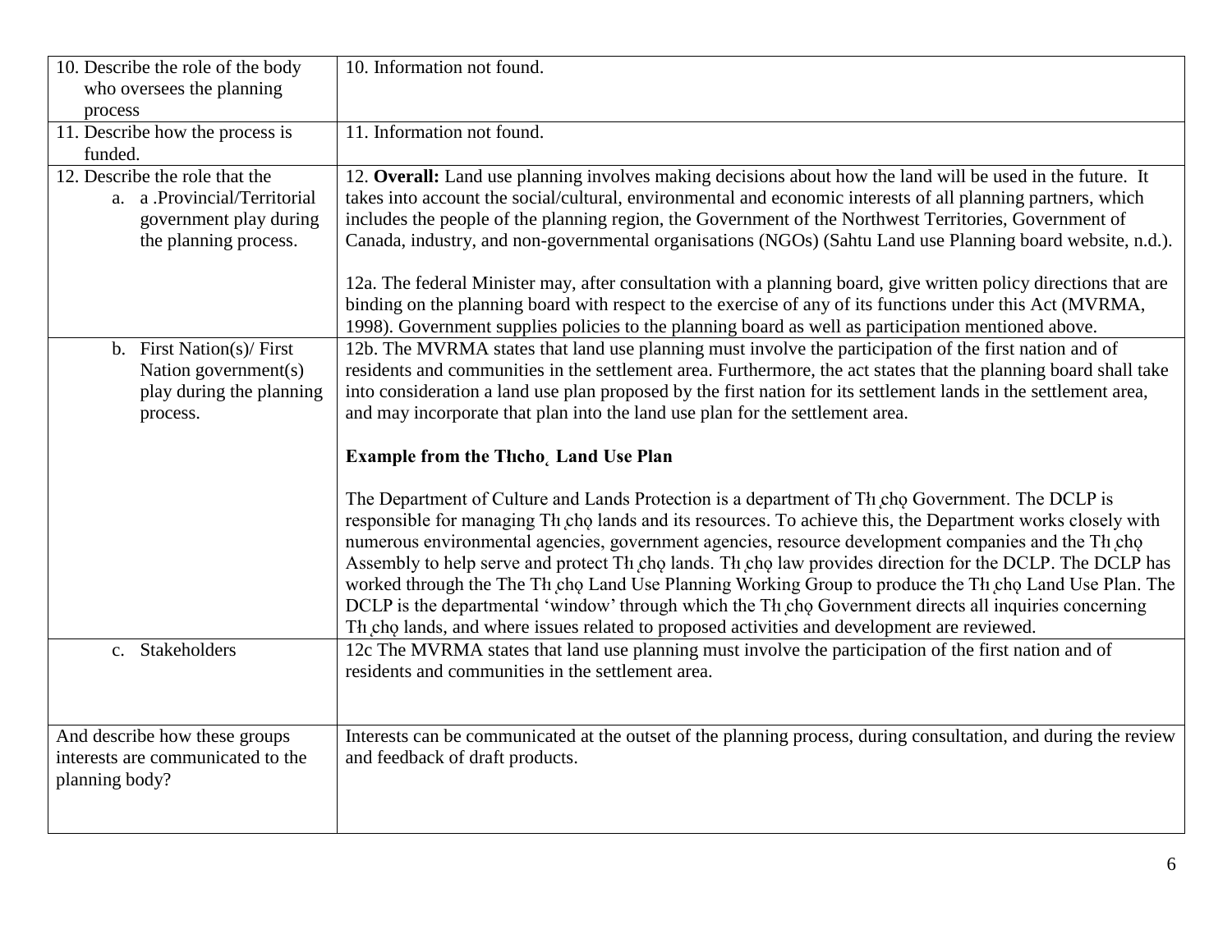| | |
|---|---|
| 10. Describe the role of the body who oversees the planning process | 10. Information not found. |
| 11. Describe how the process is funded. | 11. Information not found. |
| 12. Describe the role that the<br>a. a .Provincial/Territorial government play during the planning process. | 12. **Overall:** Land use planning involves making decisions about how the land will be used in the future. It takes into account the social/cultural, environmental and economic interests of all planning partners, which includes the people of the planning region, the Government of the Northwest Territories, Government of Canada, industry, and non-governmental organisations (NGOs) (Sahtu Land use Planning board website, n.d.).<br><br>12a. The federal Minister may, after consultation with a planning board, give written policy directions that are binding on the planning board with respect to the exercise of any of its functions under this Act (MVRMA, 1998). Government supplies policies to the planning board as well as participation mentioned above. |
| b. First Nation(s)/ First Nation government(s) play during the planning process. | 12b. The MVRMA states that land use planning must involve the participation of the first nation and of residents and communities in the settlement area. Furthermore, the act states that the planning board shall take into consideration a land use plan proposed by the first nation for its settlement lands in the settlement area, and may incorporate that plan into the land use plan for the settlement area.<br><br>**Example from the Tłıcho̜ Land Use Plan**<br><br>The Department of Culture and Lands Protection is a department of Tłı̜chǫ Government. The DCLP is responsible for managing Tłı̜chǫ lands and its resources. To achieve this, the Department works closely with numerous environmental agencies, government agencies, resource development companies and the Tłı̜chǫ Assembly to help serve and protect Tłı̜chǫ lands. Tłı̜chǫ law provides direction for the DCLP. The DCLP has worked through the The Tłı̜chǫ Land Use Planning Working Group to produce the Tłı̜chǫ Land Use Plan. The DCLP is the departmental 'window' through which the Tłı̜chǫ Government directs all inquiries concerning Tłı̜chǫ lands, and where issues related to proposed activities and development are reviewed. |
| c. Stakeholders | 12c The MVRMA states that land use planning must involve the participation of the first nation and of residents and communities in the settlement area. |
| And describe how these groups interests are communicated to the planning body? | Interests can be communicated at the outset of the planning process, during consultation, and during the review and feedback of draft products. |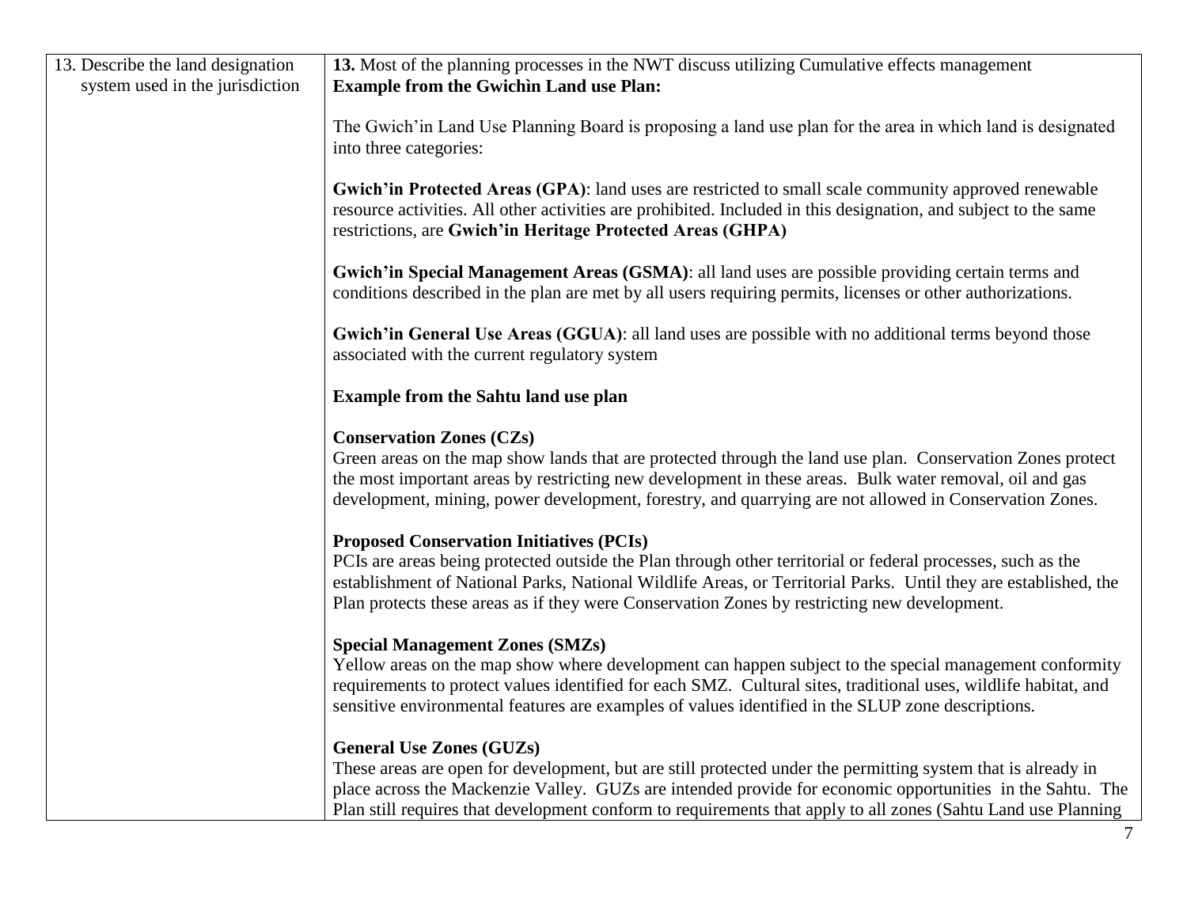| 13. Describe the land designation system used in the jurisdiction | **13.** Most of the planning processes in the NWT discuss utilizing Cumulative effects management<br>**Example from the Gwichìn Land use Plan:**<br><br>The Gwich'in Land Use Planning Board is proposing a land use plan for the area in which land is designated into three categories:<br><br>**Gwich'in Protected Areas (GPA)**: land uses are restricted to small scale community approved renewable resource activities. All other activities are prohibited. Included in this designation, and subject to the same restrictions, are **Gwich'in Heritage Protected Areas (GHPA)**<br><br>**Gwich'in Special Management Areas (GSMA)**: all land uses are possible providing certain terms and conditions described in the plan are met by all users requiring permits, licenses or other authorizations.<br><br>**Gwich'in General Use Areas (GGUA)**: all land uses are possible with no additional terms beyond those associated with the current regulatory system<br><br>**Example from the Sahtu land use plan**<br><br>**Conservation Zones (CZs)**<br>Green areas on the map show lands that are protected through the land use plan. Conservation Zones protect the most important areas by restricting new development in these areas. Bulk water removal, oil and gas development, mining, power development, forestry, and quarrying are not allowed in Conservation Zones.<br><br>**Proposed Conservation Initiatives (PCIs)**<br>PCIs are areas being protected outside the Plan through other territorial or federal processes, such as the establishment of National Parks, National Wildlife Areas, or Territorial Parks. Until they are established, the Plan protects these areas as if they were Conservation Zones by restricting new development.<br><br>**Special Management Zones (SMZs)**<br>Yellow areas on the map show where development can happen subject to the special management conformity requirements to protect values identified for each SMZ. Cultural sites, traditional uses, wildlife habitat, and sensitive environmental features are examples of values identified in the SLUP zone descriptions.<br><br>**General Use Zones (GUZs)**<br>These areas are open for development, but are still protected under the permitting system that is already in place across the Mackenzie Valley. GUZs are intended provide for economic opportunities in the Sahtu. The Plan still requires that development conform to requirements that apply to all zones (Sahtu Land use Planning |
|---|---|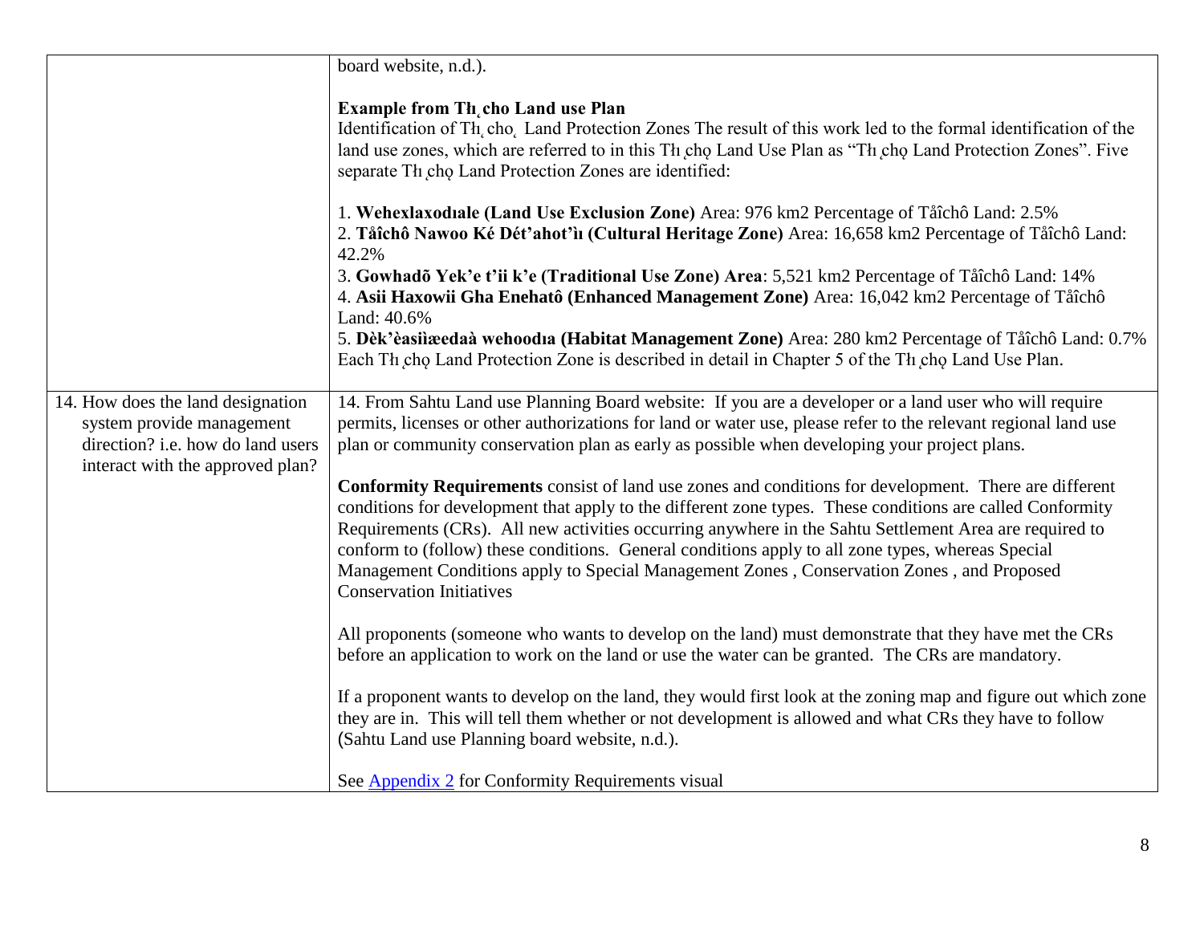| | |
|---|---|
| | board website, n.d.).<br><br>**Example from Tłı̨cho Land use Plan**<br>Identification of Tłı̨chǫ Land Protection Zones The result of this work led to the formal identification of the land use zones, which are referred to in this Tłı̨chǫ Land Use Plan as "Tłı̨chǫ Land Protection Zones". Five separate Tłı̨chǫ Land Protection Zones are identified:<br><br>1. **Wehexlaxodıale (Land Use Exclusion Zone)** Area: 976 km2 Percentage of Tåîchô Land: 2.5%<br>2. **Tåîchô Nawoo Ké Dét'ahot'ìı (Cultural Heritage Zone)** Area: 16,658 km2 Percentage of Tåîchô Land: 42.2%<br>3. **Gowhadõ Yek'e t'ii k'e (Traditional Use Zone) Area**: 5,521 km2 Percentage of Tåîchô Land: 14%<br>4. **Asii Haxowii Gha Enehatô (Enhanced Management Zone)** Area: 16,042 km2 Percentage of Tåîchô Land: 40.6%<br>5. **Dèk'èasiìæedaà wehoodıa (Habitat Management Zone)** Area: 280 km2 Percentage of Tåîchô Land: 0.7%<br>Each Tłı̨chǫ Land Protection Zone is described in detail in Chapter 5 of the Tłı̨chǫ Land Use Plan. |
| 14. How does the land designation system provide management direction? i.e. how do land users interact with the approved plan? | 14. From Sahtu Land use Planning Board website: If you are a developer or a land user who will require permits, licenses or other authorizations for land or water use, please refer to the relevant regional land use plan or community conservation plan as early as possible when developing your project plans.<br><br>**Conformity Requirements** consist of land use zones and conditions for development. There are different conditions for development that apply to the different zone types. These conditions are called Conformity Requirements (CRs). All new activities occurring anywhere in the Sahtu Settlement Area are required to conform to (follow) these conditions. General conditions apply to all zone types, whereas Special Management Conditions apply to Special Management Zones , Conservation Zones , and Proposed Conservation Initiatives<br><br>All proponents (someone who wants to develop on the land) must demonstrate that they have met the CRs before an application to work on the land or use the water can be granted. The CRs are mandatory.<br><br>If a proponent wants to develop on the land, they would first look at the zoning map and figure out which zone they are in. This will tell them whether or not development is allowed and what CRs they have to follow (Sahtu Land use Planning board website, n.d.).<br><br>See Appendix 2 for Conformity Requirements visual |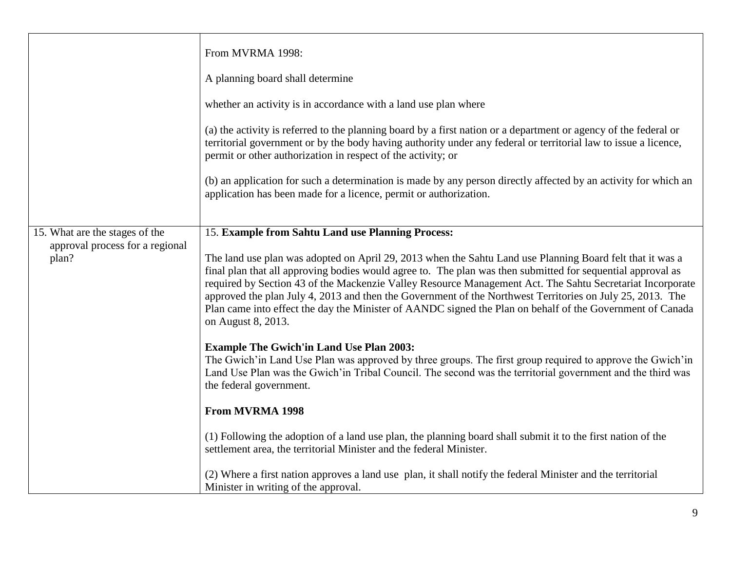| | |
|---|---|
| | From MVRMA 1998:<br><br>A planning board shall determine<br><br>whether an activity is in accordance with a land use plan where<br><br>(a) the activity is referred to the planning board by a first nation or a department or agency of the federal or territorial government or by the body having authority under any federal or territorial law to issue a licence, permit or other authorization in respect of the activity; or<br><br>(b) an application for such a determination is made by any person directly affected by an activity for which an application has been made for a licence, permit or authorization. |
| 15. What are the stages of the approval process for a regional plan? | 15. **Example from Sahtu Land use Planning Process:**<br><br>The land use plan was adopted on April 29, 2013 when the Sahtu Land use Planning Board felt that it was a final plan that all approving bodies would agree to. The plan was then submitted for sequential approval as required by Section 43 of the Mackenzie Valley Resource Management Act. The Sahtu Secretariat Incorporate approved the plan July 4, 2013 and then the Government of the Northwest Territories on July 25, 2013. The Plan came into effect the day the Minister of AANDC signed the Plan on behalf of the Government of Canada on August 8, 2013.<br><br>**Example The Gwich'in Land Use Plan 2003:**<br>The Gwich'in Land Use Plan was approved by three groups. The first group required to approve the Gwich'in Land Use Plan was the Gwich'in Tribal Council. The second was the territorial government and the third was the federal government.<br><br>**From MVRMA 1998**<br><br>(1) Following the adoption of a land use plan, the planning board shall submit it to the first nation of the settlement area, the territorial Minister and the federal Minister.<br><br>(2) Where a first nation approves a land use plan, it shall notify the federal Minister and the territorial Minister in writing of the approval. |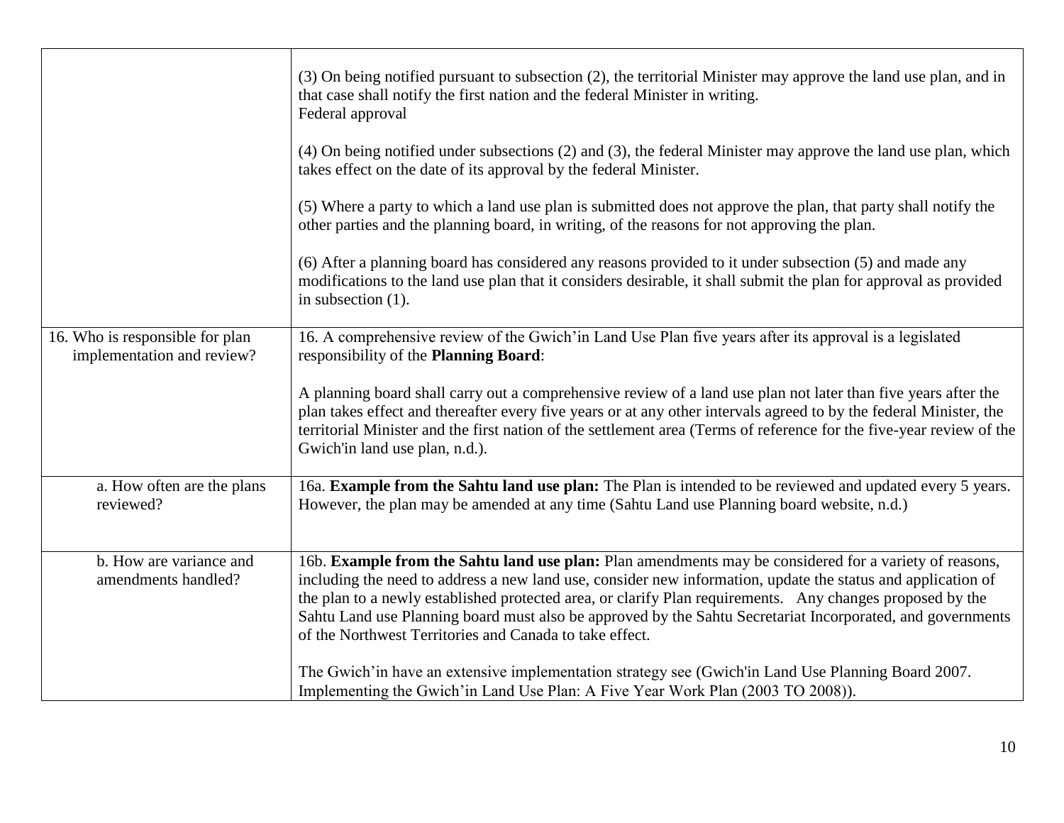| | |
|---|---|
| | (3) On being notified pursuant to subsection (2), the territorial Minister may approve the land use plan, and in that case shall notify the first nation and the federal Minister in writing.<br>Federal approval<br><br>(4) On being notified under subsections (2) and (3), the federal Minister may approve the land use plan, which takes effect on the date of its approval by the federal Minister.<br><br>(5) Where a party to which a land use plan is submitted does not approve the plan, that party shall notify the other parties and the planning board, in writing, of the reasons for not approving the plan.<br><br>(6) After a planning board has considered any reasons provided to it under subsection (5) and made any modifications to the land use plan that it considers desirable, it shall submit the plan for approval as provided in subsection (1). |
| 16. Who is responsible for plan implementation and review? | 16. A comprehensive review of the Gwich'in Land Use Plan five years after its approval is a legislated responsibility of the **Planning Board**:<br><br>A planning board shall carry out a comprehensive review of a land use plan not later than five years after the plan takes effect and thereafter every five years or at any other intervals agreed to by the federal Minister, the territorial Minister and the first nation of the settlement area (Terms of reference for the five-year review of the Gwich'in land use plan, n.d.). |
| a. How often are the plans reviewed? | 16a. **Example from the Sahtu land use plan:** The Plan is intended to be reviewed and updated every 5 years. However, the plan may be amended at any time (Sahtu Land use Planning board website, n.d.) |
| b. How are variance and amendments handled? | 16b. **Example from the Sahtu land use plan:** Plan amendments may be considered for a variety of reasons, including the need to address a new land use, consider new information, update the status and application of the plan to a newly established protected area, or clarify Plan requirements. Any changes proposed by the Sahtu Land use Planning board must also be approved by the Sahtu Secretariat Incorporated, and governments of the Northwest Territories and Canada to take effect.<br><br>The Gwich'in have an extensive implementation strategy see (Gwich'in Land Use Planning Board 2007. Implementing the Gwich'in Land Use Plan: A Five Year Work Plan (2003 TO 2008)). |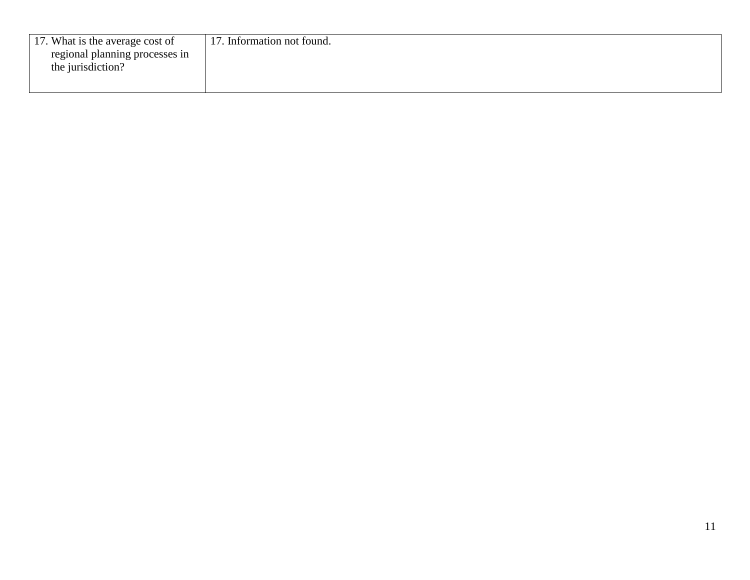| 17. What is the average cost of regional planning processes in the jurisdiction? | 17. Information not found. |
|---|---|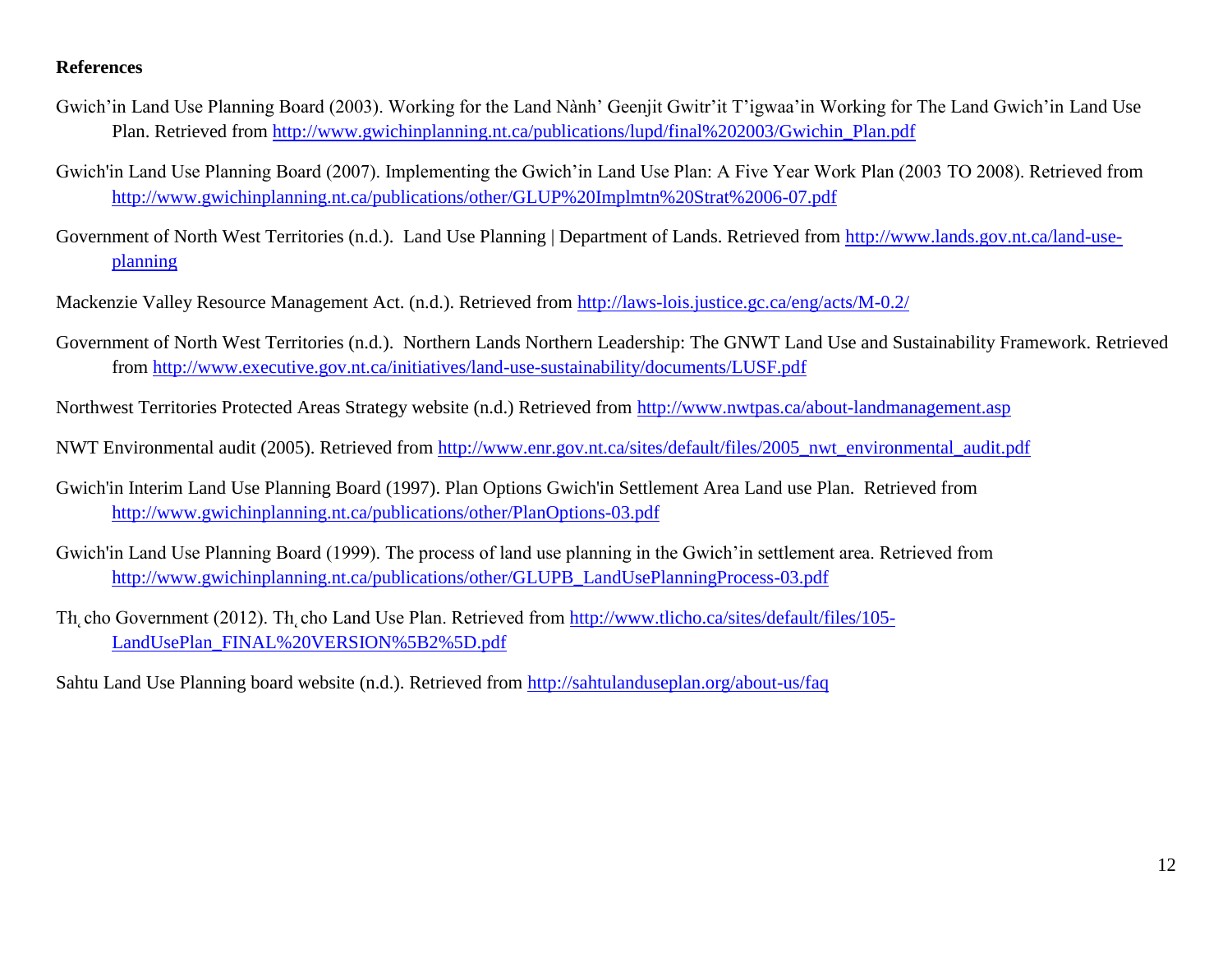**References**

Gwich'in Land Use Planning Board (2003). Working for the Land Nành' Geenjit Gwitr'it T'igwaa'in Working for The Land Gwich'in Land Use Plan. Retrieved from http://www.gwichinplanning.nt.ca/publications/lupd/final%202003/Gwichin_Plan.pdf

Gwich'in Land Use Planning Board (2007). Implementing the Gwich'in Land Use Plan: A Five Year Work Plan (2003 TO 2008). Retrieved from http://www.gwichinplanning.nt.ca/publications/other/GLUP%20Implmtn%20Strat%2006-07.pdf

Government of North West Territories (n.d.). Land Use Planning | Department of Lands. Retrieved from http://www.lands.gov.nt.ca/land-use-planning

Mackenzie Valley Resource Management Act. (n.d.). Retrieved from http://laws-lois.justice.gc.ca/eng/acts/M-0.2/

Government of North West Territories (n.d.). Northern Lands Northern Leadership: The GNWT Land Use and Sustainability Framework. Retrieved from http://www.executive.gov.nt.ca/initiatives/land-use-sustainability/documents/LUSF.pdf

Northwest Territories Protected Areas Strategy website (n.d.) Retrieved from http://www.nwtpas.ca/about-landmanagement.asp

NWT Environmental audit (2005). Retrieved from http://www.enr.gov.nt.ca/sites/default/files/2005_nwt_environmental_audit.pdf

Gwich'in Interim Land Use Planning Board (1997). Plan Options Gwich'in Settlement Area Land use Plan. Retrieved from http://www.gwichinplanning.nt.ca/publications/other/PlanOptions-03.pdf

Gwich'in Land Use Planning Board (1999). The process of land use planning in the Gwich'in settlement area. Retrieved from http://www.gwichinplanning.nt.ca/publications/other/GLUPB_LandUsePlanningProcess-03.pdf

Tłı̨cho Government (2012). Tłı̨cho Land Use Plan. Retrieved from http://www.tlicho.ca/sites/default/files/105-LandUsePlan_FINAL%20VERSION%5B2%5D.pdf

Sahtu Land Use Planning board website (n.d.). Retrieved from http://sahtulanduseplan.org/about-us/faq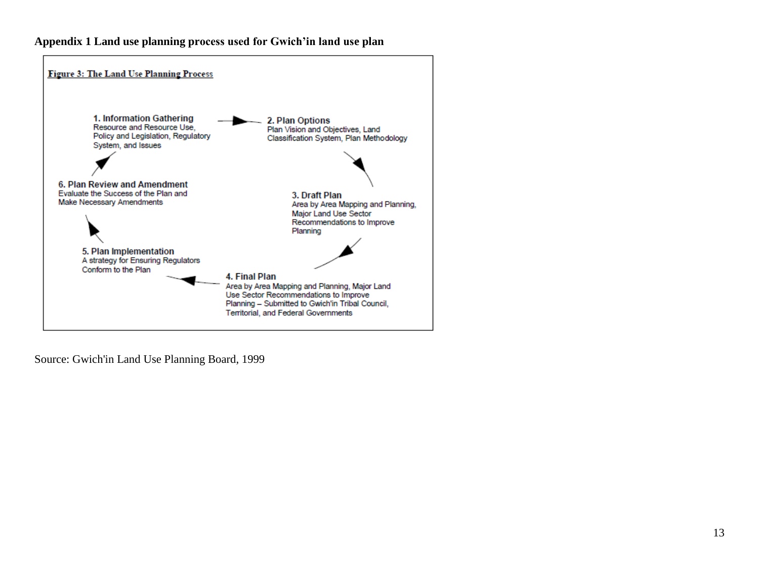**Appendix 1 Land use planning process used for Gwich'in land use plan**

**Figure 3: The Land Use Planning Process**

**1. Information Gathering**
Resource and Resource Use, Policy and Legislation, Regulatory System, and Issues

**2. Plan Options**
Plan Vision and Objectives, Land Classification System, Plan Methodology

**3. Draft Plan**
Area by Area Mapping and Planning, Major Land Use Sector Recommendations to Improve Planning

**4. Final Plan**
Area by Area Mapping and Planning, Major Land Use Sector Recommendations to Improve Planning – Submitted to Gwich'in Tribal Council, Territorial, and Federal Governments

**5. Plan Implementation**
A strategy for Ensuring Regulators Conform to the Plan

**6. Plan Review and Amendment**
Evaluate the Success of the Plan and Make Necessary Amendments

Source: Gwich'in Land Use Planning Board, 1999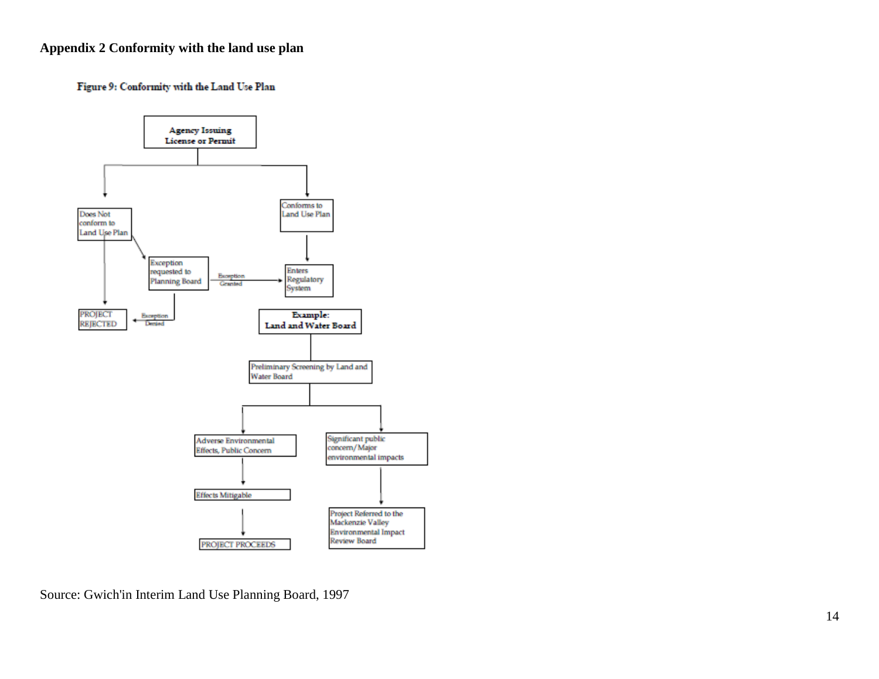### Appendix 2 Conformity with the land use plan

Figure 9: Conformity with the Land Use Plan

Agency Issuing License or Permit

Does Not conform to Land Use Plan

Conforms to Land Use Plan

Exception requested to Planning Board

Exception Granted

Enters Regulatory System

PROJECT REJECTED

Exception Denied

Example: Land and Water Board

Preliminary Screening by Land and Water Board

Adverse Environmental Effects, Public Concern

Significant public concern/Major environmental impacts

Effects Mitigable

Project Referred to the Mackenzie Valley Environmental Impact Review Board

PROJECT PROCEEDS

Source: Gwich'in Interim Land Use Planning Board, 1997